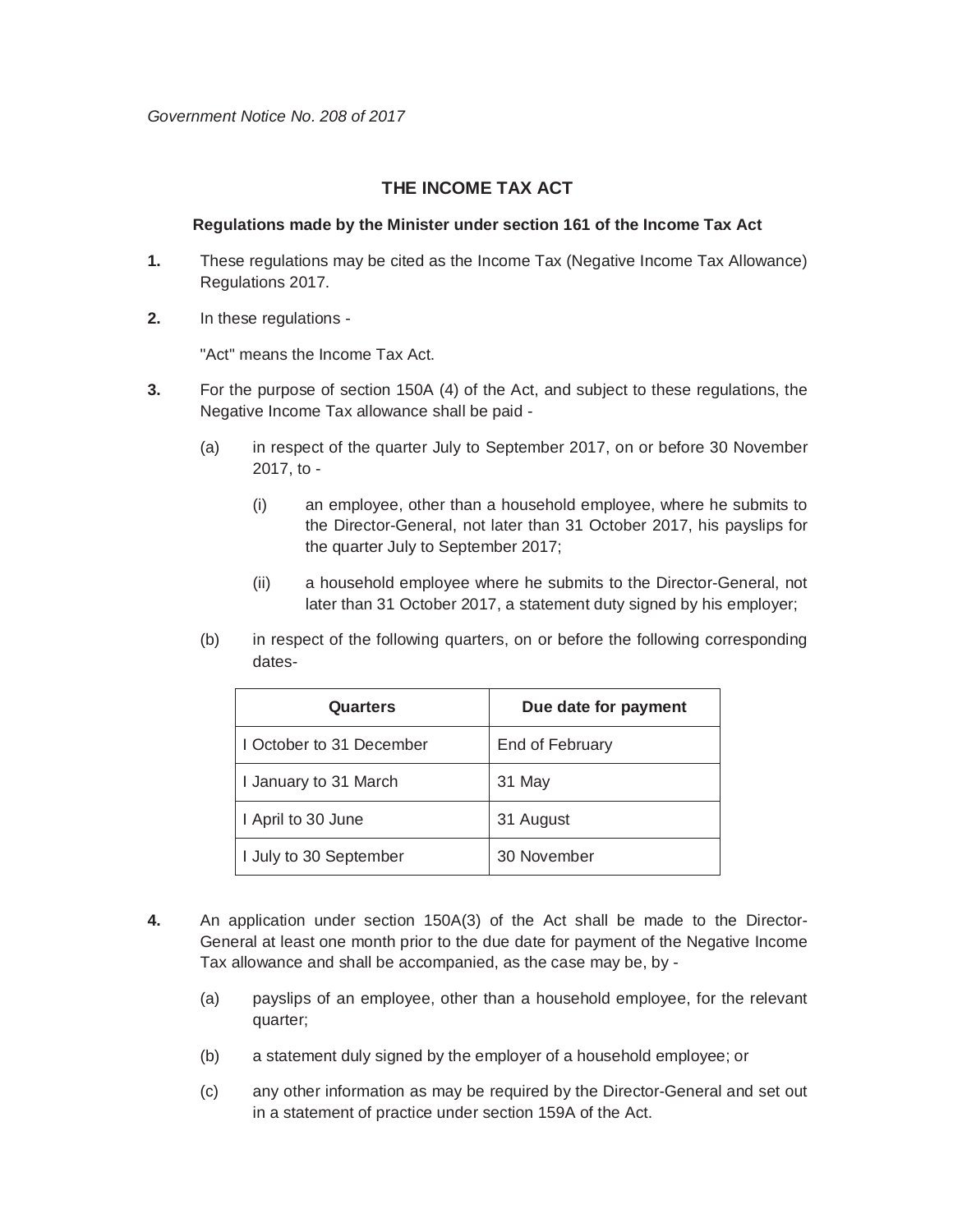*Government Notice No. 208 of 2017*

## THE INCOME TAX ACT

**Regulations made by the Minister under section 161 of the Income Tax Act**

**1.** These regulations may be cited as the Income Tax (Negative Income Tax Allowance) Regulations 2017.

**2.** In these regulations -

"Act" means the Income Tax Act.

**3.** For the purpose of section 150A (4) of the Act, and subject to these regulations, the Negative Income Tax allowance shall be paid -

(a) in respect of the quarter July to September 2017, on or before 30 November 2017, to -

(i) an employee, other than a household employee, where he submits to the Director-General, not later than 31 October 2017, his payslips for the quarter July to September 2017;

(ii) a household employee where he submits to the Director-General, not later than 31 October 2017, a statement duty signed by his employer;

(b) in respect of the following quarters, on or before the following corresponding dates-

| Quarters | Due date for payment |
| --- | --- |
| I October to 31 December | End of February |
| I January to 31 March | 31 May |
| I April to 30 June | 31 August |
| I July to 30 September | 30 November |

**4.** An application under section 150A(3) of the Act shall be made to the Director-General at least one month prior to the due date for payment of the Negative Income Tax allowance and shall be accompanied, as the case may be, by -

(a) payslips of an employee, other than a household employee, for the relevant quarter;

(b) a statement duly signed by the employer of a household employee; or

(c) any other information as may be required by the Director-General and set out in a statement of practice under section 159A of the Act.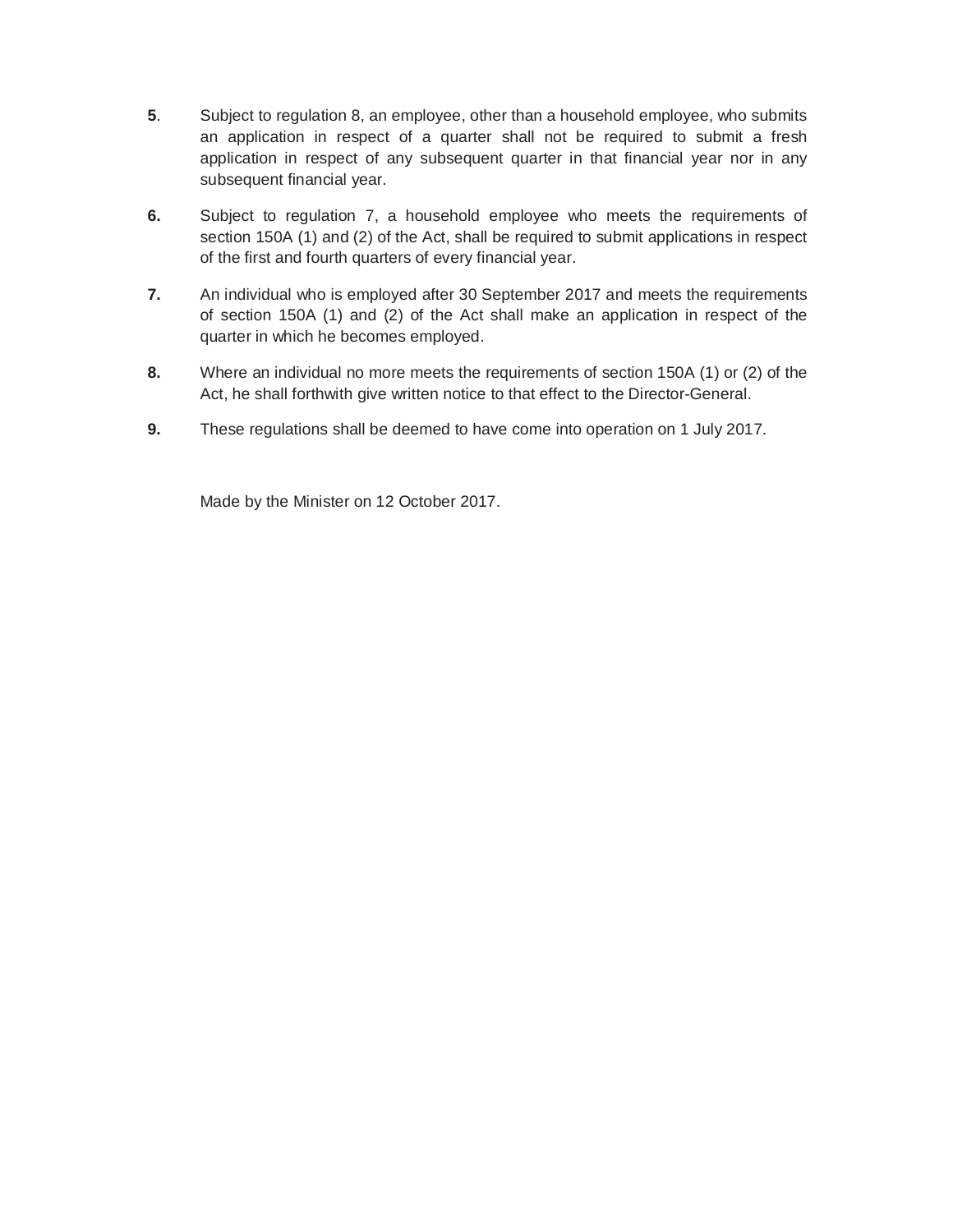**5**. Subject to regulation 8, an employee, other than a household employee, who submits an application in respect of a quarter shall not be required to submit a fresh application in respect of any subsequent quarter in that financial year nor in any subsequent financial year.

**6.** Subject to regulation 7, a household employee who meets the requirements of section 150A (1) and (2) of the Act, shall be required to submit applications in respect of the first and fourth quarters of every financial year.

**7.** An individual who is employed after 30 September 2017 and meets the requirements of section 150A (1) and (2) of the Act shall make an application in respect of the quarter in which he becomes employed.

**8.** Where an individual no more meets the requirements of section 150A (1) or (2) of the Act, he shall forthwith give written notice to that effect to the Director-General.

**9.** These regulations shall be deemed to have come into operation on 1 July 2017.

Made by the Minister on 12 October 2017.